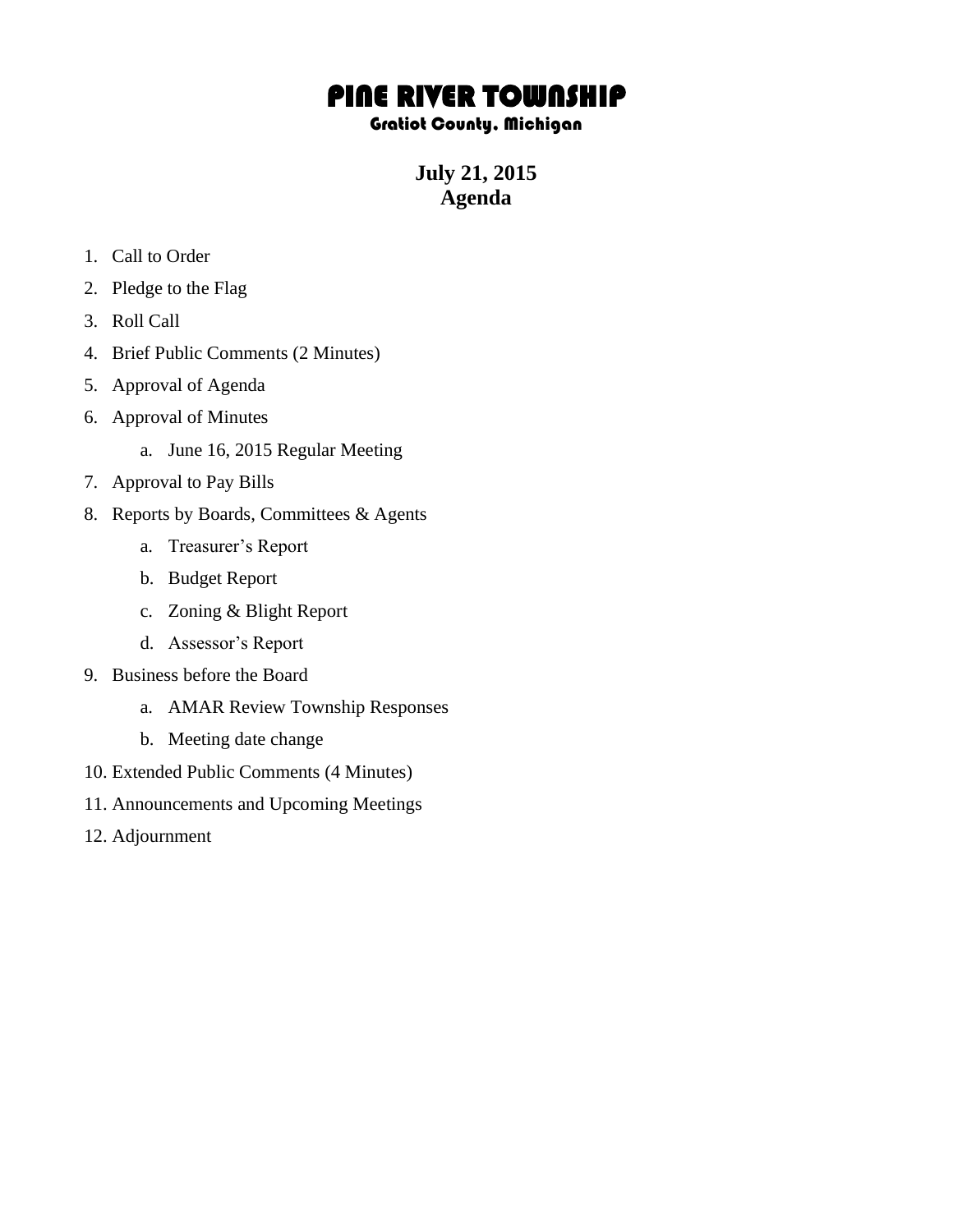# PINE RIVER TOWNSHIP

### Gratiot County, Michigan

## July 21, 2015
## Agenda

1. Call to Order
2. Pledge to the Flag
3. Roll Call
4. Brief Public Comments (2 Minutes)
5. Approval of Agenda
6. Approval of Minutes
    a. June 16, 2015 Regular Meeting
7. Approval to Pay Bills
8. Reports by Boards, Committees & Agents
    a. Treasurer's Report
    b. Budget Report
    c. Zoning & Blight Report
    d. Assessor's Report
9. Business before the Board
    a. AMAR Review Township Responses
    b. Meeting date change
10. Extended Public Comments (4 Minutes)
11. Announcements and Upcoming Meetings
12. Adjournment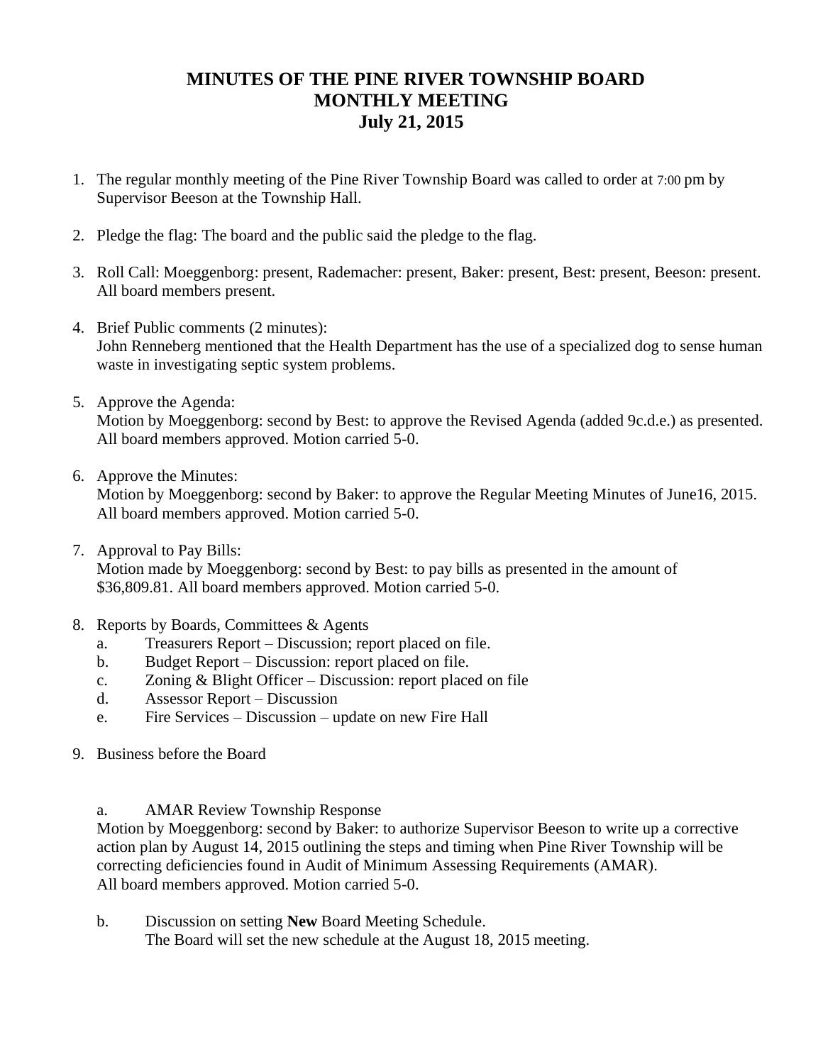# MINUTES OF THE PINE RIVER TOWNSHIP BOARD MONTHLY MEETING July 21, 2015

1. The regular monthly meeting of the Pine River Township Board was called to order at 7:00 pm by Supervisor Beeson at the Township Hall.

2. Pledge the flag: The board and the public said the pledge to the flag.

3. Roll Call: Moeggenborg: present, Rademacher: present, Baker: present, Best: present, Beeson: present. All board members present.

4. Brief Public comments (2 minutes):
   John Renneberg mentioned that the Health Department has the use of a specialized dog to sense human waste in investigating septic system problems.

5. Approve the Agenda:
   Motion by Moeggenborg: second by Best: to approve the Revised Agenda (added 9c.d.e.) as presented. All board members approved. Motion carried 5-0.

6. Approve the Minutes:
   Motion by Moeggenborg: second by Baker: to approve the Regular Meeting Minutes of June16, 2015. All board members approved. Motion carried 5-0.

7. Approval to Pay Bills:
   Motion made by Moeggenborg: second by Best: to pay bills as presented in the amount of $36,809.81. All board members approved. Motion carried 5-0.

8. Reports by Boards, Committees & Agents
   a. Treasurers Report – Discussion; report placed on file.
   b. Budget Report – Discussion: report placed on file.
   c. Zoning & Blight Officer – Discussion: report placed on file
   d. Assessor Report – Discussion
   e. Fire Services – Discussion – update on new Fire Hall

9. Business before the Board

   a. AMAR Review Township Response
   Motion by Moeggenborg: second by Baker: to authorize Supervisor Beeson to write up a corrective action plan by August 14, 2015 outlining the steps and timing when Pine River Township will be correcting deficiencies found in Audit of Minimum Assessing Requirements (AMAR). All board members approved. Motion carried 5-0.

   b. Discussion on setting **New** Board Meeting Schedule.
   The Board will set the new schedule at the August 18, 2015 meeting.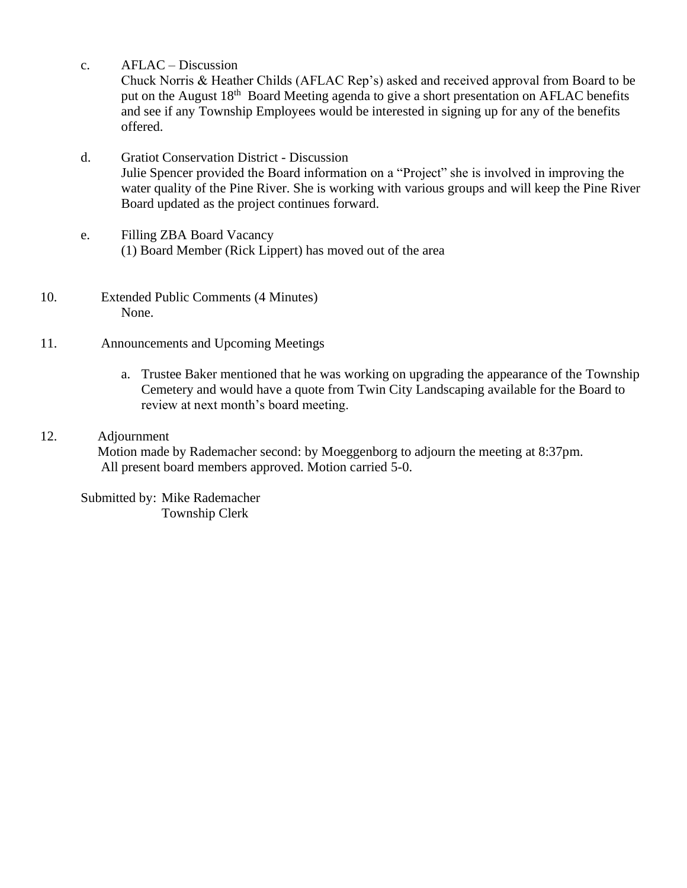c. AFLAC – Discussion
   Chuck Norris & Heather Childs (AFLAC Rep's) asked and received approval from Board to be put on the August 18th Board Meeting agenda to give a short presentation on AFLAC benefits and see if any Township Employees would be interested in signing up for any of the benefits offered.

d. Gratiot Conservation District - Discussion
   Julie Spencer provided the Board information on a "Project" she is involved in improving the water quality of the Pine River. She is working with various groups and will keep the Pine River Board updated as the project continues forward.

e. Filling ZBA Board Vacancy
   (1) Board Member (Rick Lippert) has moved out of the area

10. Extended Public Comments (4 Minutes)
    None.

11. Announcements and Upcoming Meetings

    a. Trustee Baker mentioned that he was working on upgrading the appearance of the Township Cemetery and would have a quote from Twin City Landscaping available for the Board to review at next month's board meeting.

12. Adjournment
    Motion made by Rademacher second: by Moeggenborg to adjourn the meeting at 8:37pm. All present board members approved. Motion carried 5-0.

Submitted by: Mike Rademacher
Township Clerk